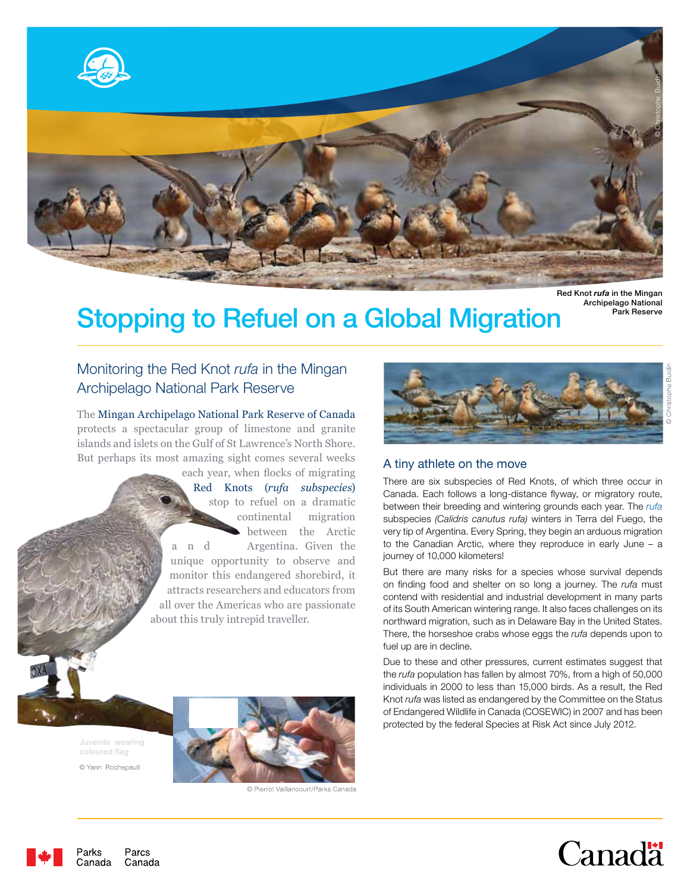Red Knot ***rufa*** in the Mingan Archipelago National Park Reserve

# Stopping to Refuel on a Global Migration

## Monitoring the Red Knot *rufa* in the Mingan Archipelago National Park Reserve

The Mingan Archipelago National Park Reserve of Canada protects a spectacular group of limestone and granite islands and islets on the Gulf of St Lawrence's North Shore. But perhaps its most amazing sight comes several weeks each year, when flocks of migrating Red Knots (*rufa subspecies*) stop to refuel on a dramatic continental migration between the Arctic and Argentina. Given the unique opportunity to observe and monitor this endangered shorebird, it attracts researchers and educators from all over the Americas who are passionate about this truly intrepid traveller.

Juvenile wearing coloured flag

© Yann Rochepault

© Pierrot Vaillancourt/Parks Canada

## A tiny athlete on the move

There are six subspecies of Red Knots, of which three occur in Canada. Each follows a long-distance flyway, or migratory route, between their breeding and wintering grounds each year. The *rufa* subspecies *(Calidris canutus rufa)* winters in Terra del Fuego, the very tip of Argentina. Every Spring, they begin an arduous migration to the Canadian Arctic, where they reproduce in early June – a journey of 10,000 kilometers!

But there are many risks for a species whose survival depends on finding food and shelter on so long a journey. The *rufa* must contend with residential and industrial development in many parts of its South American wintering range. It also faces challenges on its northward migration, such as in Delaware Bay in the United States. There, the horseshoe crabs whose eggs the *rufa* depends upon to fuel up are in decline.

Due to these and other pressures, current estimates suggest that the *rufa* population has fallen by almost 70%, from a high of 50,000 individuals in 2000 to less than 15,000 birds. As a result, the Red Knot *rufa* was listed as endangered by the Committee on the Status of Endangered Wildlife in Canada (COSEWIC) in 2007 and has been protected by the federal Species at Risk Act since July 2012.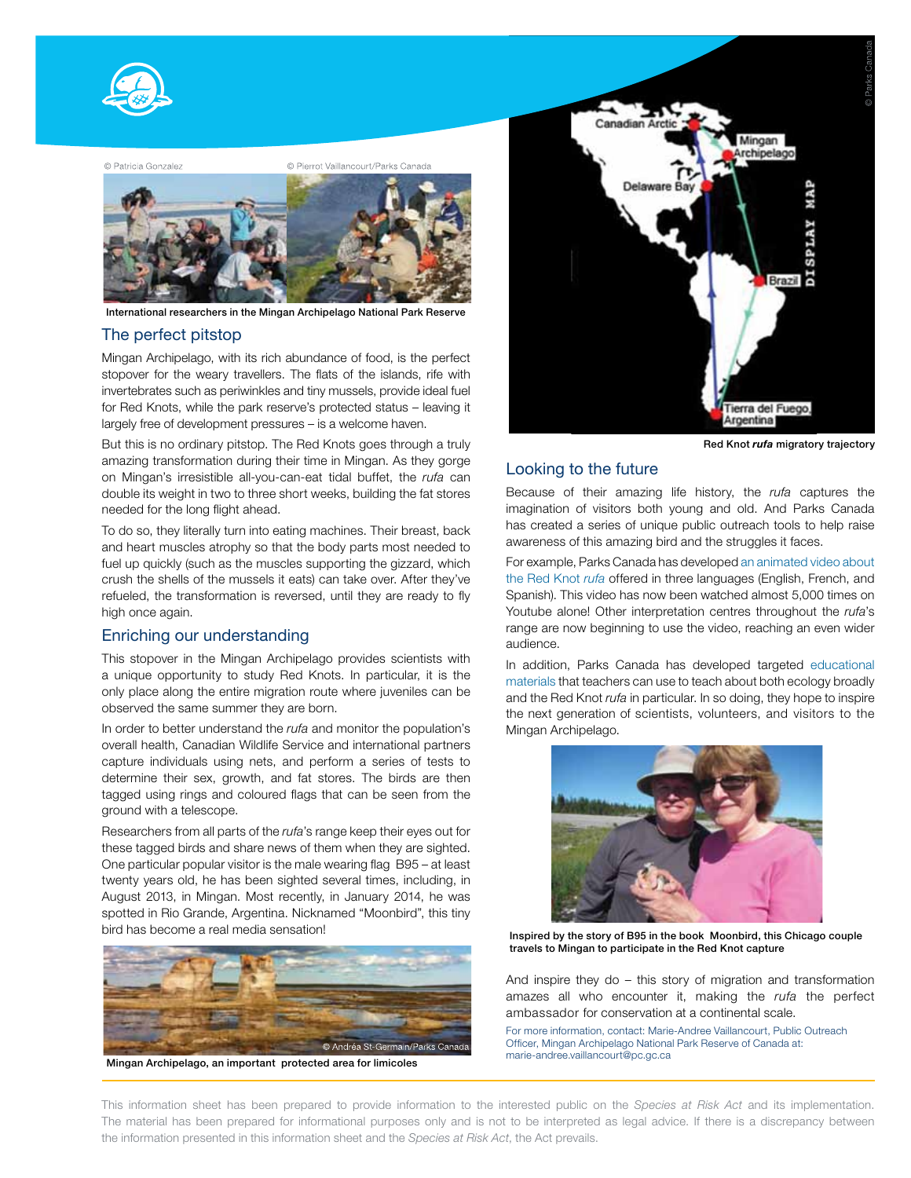© Patricia Gonzalez © Pierrot Vaillancourt/Parks Canada

International researchers in the Mingan Archipelago National Park Reserve

## The perfect pitstop

Mingan Archipelago, with its rich abundance of food, is the perfect stopover for the weary travellers. The flats of the islands, rife with invertebrates such as periwinkles and tiny mussels, provide ideal fuel for Red Knots, while the park reserve's protected status – leaving it largely free of development pressures – is a welcome haven.

But this is no ordinary pitstop. The Red Knots goes through a truly amazing transformation during their time in Mingan. As they gorge on Mingan's irresistible all-you-can-eat tidal buffet, the *rufa* can double its weight in two to three short weeks, building the fat stores needed for the long flight ahead.

To do so, they literally turn into eating machines. Their breast, back and heart muscles atrophy so that the body parts most needed to fuel up quickly (such as the muscles supporting the gizzard, which crush the shells of the mussels it eats) can take over. After they've refueled, the transformation is reversed, until they are ready to fly high once again.

## Enriching our understanding

This stopover in the Mingan Archipelago provides scientists with a unique opportunity to study Red Knots. In particular, it is the only place along the entire migration route where juveniles can be observed the same summer they are born.

In order to better understand the *rufa* and monitor the population's overall health, Canadian Wildlife Service and international partners capture individuals using nets, and perform a series of tests to determine their sex, growth, and fat stores. The birds are then tagged using rings and coloured flags that can be seen from the ground with a telescope.

Researchers from all parts of the *rufa*'s range keep their eyes out for these tagged birds and share news of them when they are sighted. One particular popular visitor is the male wearing flag B95 – at least twenty years old, he has been sighted several times, including, in August 2013, in Mingan. Most recently, in January 2014, he was spotted in Rio Grande, Argentina. Nicknamed "Moonbird", this tiny bird has become a real media sensation!

© Andréa St-Germain/Parks Canada

Mingan Archipelago, an important protected area for limicoles

© Parks Canada

Canadian Arctic
Mingan Archipelago
Delaware Bay
Brazil
Tierra del Fuego, Argentina
DISPLAY MAP

Red Knot ***rufa*** migratory trajectory

## Looking to the future

Because of their amazing life history, the *rufa* captures the imagination of visitors both young and old. And Parks Canada has created a series of unique public outreach tools to help raise awareness of this amazing bird and the struggles it faces.

For example, Parks Canada has developed an animated video about the Red Knot *rufa* offered in three languages (English, French, and Spanish). This video has now been watched almost 5,000 times on Youtube alone! Other interpretation centres throughout the *rufa*'s range are now beginning to use the video, reaching an even wider audience.

In addition, Parks Canada has developed targeted educational materials that teachers can use to teach about both ecology broadly and the Red Knot *rufa* in particular. In so doing, they hope to inspire the next generation of scientists, volunteers, and visitors to the Mingan Archipelago.

Inspired by the story of B95 in the book Moonbird, this Chicago couple travels to Mingan to participate in the Red Knot capture

And inspire they do – this story of migration and transformation amazes all who encounter it, making the *rufa* the perfect ambassador for conservation at a continental scale.

For more information, contact: Marie-Andree Vaillancourt, Public Outreach Officer, Mingan Archipelago National Park Reserve of Canada at: marie-andree.vaillancourt@pc.gc.ca

This information sheet has been prepared to provide information to the interested public on the *Species at Risk Act* and its implementation. The material has been prepared for informational purposes only and is not to be interpreted as legal advice. If there is a discrepancy between the information presented in this information sheet and the *Species at Risk Act*, the Act prevails.